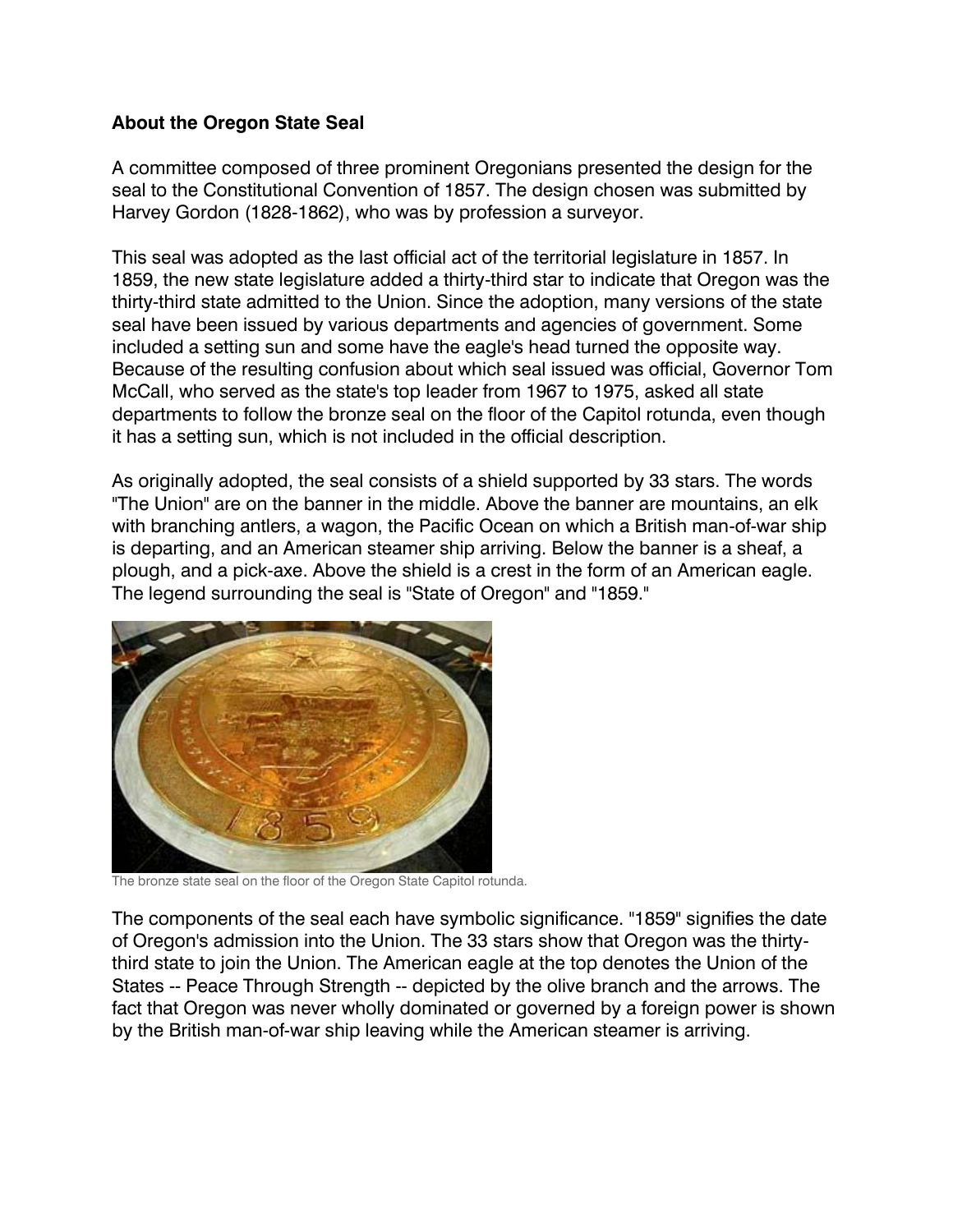**About the Oregon State Seal**

A committee composed of three prominent Oregonians presented the design for the seal to the Constitutional Convention of 1857. The design chosen was submitted by Harvey Gordon (1828-1862), who was by profession a surveyor.

This seal was adopted as the last official act of the territorial legislature in 1857. In 1859, the new state legislature added a thirty-third star to indicate that Oregon was the thirty-third state admitted to the Union. Since the adoption, many versions of the state seal have been issued by various departments and agencies of government. Some included a setting sun and some have the eagle's head turned the opposite way. Because of the resulting confusion about which seal issued was official, Governor Tom McCall, who served as the state's top leader from 1967 to 1975, asked all state departments to follow the bronze seal on the floor of the Capitol rotunda, even though it has a setting sun, which is not included in the official description.

As originally adopted, the seal consists of a shield supported by 33 stars. The words "The Union" are on the banner in the middle. Above the banner are mountains, an elk with branching antlers, a wagon, the Pacific Ocean on which a British man-of-war ship is departing, and an American steamer ship arriving. Below the banner is a sheaf, a plough, and a pick-axe. Above the shield is a crest in the form of an American eagle. The legend surrounding the seal is "State of Oregon" and "1859."

The bronze state seal on the floor of the Oregon State Capitol rotunda.

The components of the seal each have symbolic significance. "1859" signifies the date of Oregon's admission into the Union. The 33 stars show that Oregon was the thirty-third state to join the Union. The American eagle at the top denotes the Union of the States -- Peace Through Strength -- depicted by the olive branch and the arrows. The fact that Oregon was never wholly dominated or governed by a foreign power is shown by the British man-of-war ship leaving while the American steamer is arriving.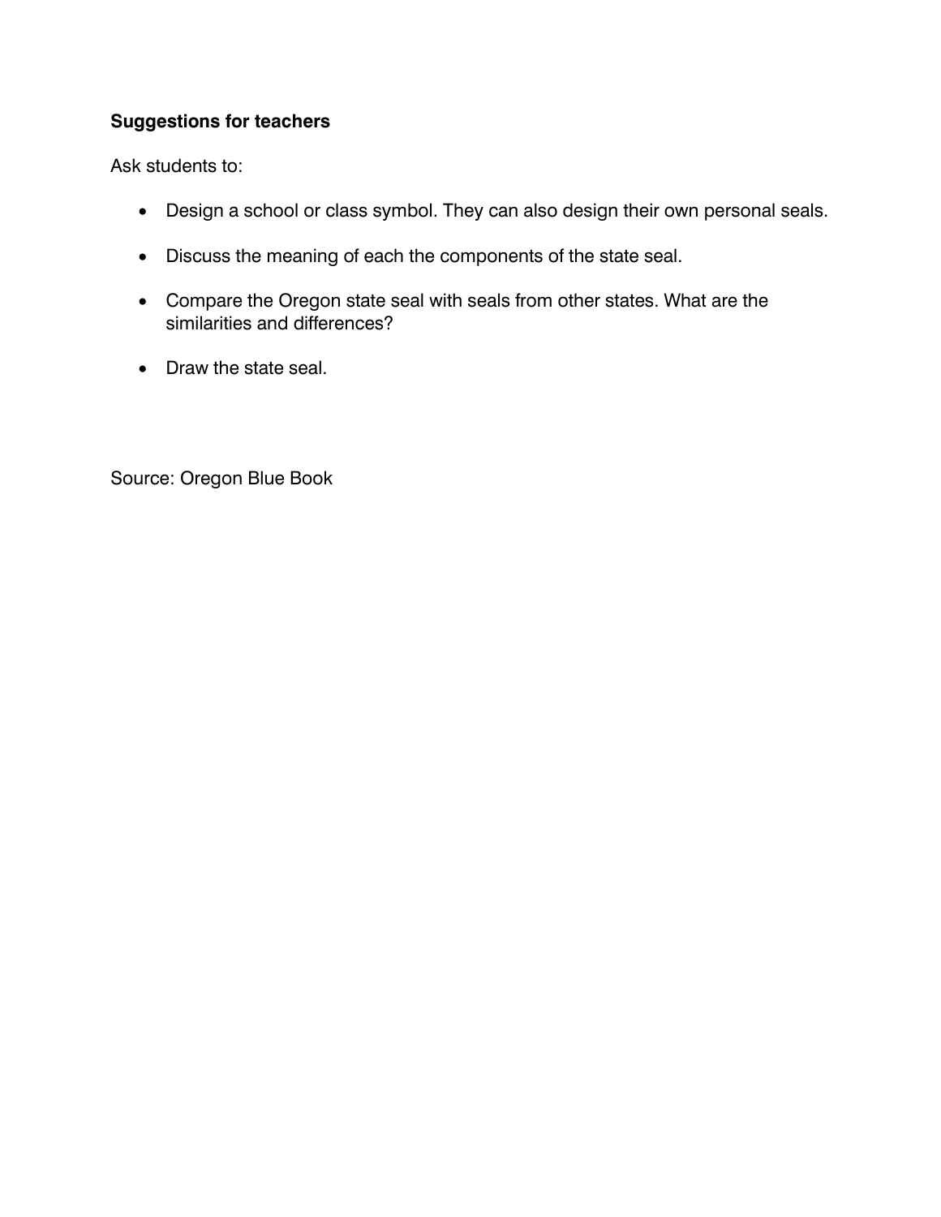**Suggestions for teachers**

Ask students to:

- Design a school or class symbol. They can also design their own personal seals.
- Discuss the meaning of each the components of the state seal.
- Compare the Oregon state seal with seals from other states. What are the similarities and differences?
- Draw the state seal.

Source: Oregon Blue Book